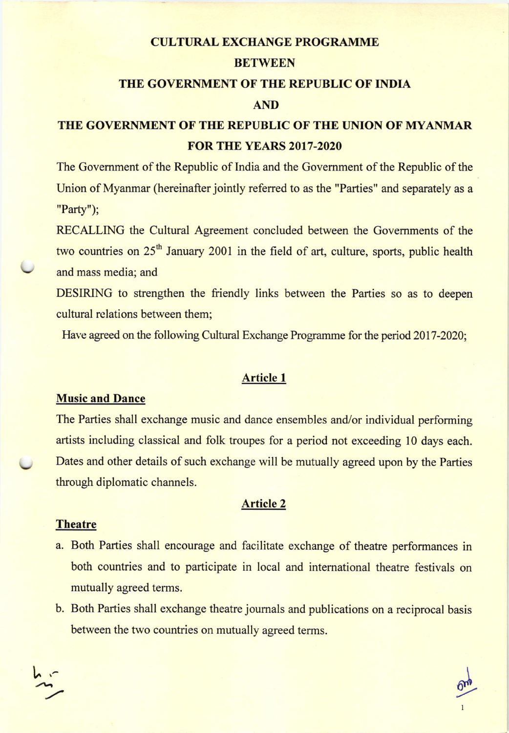# CULTURAL EXCHANGE PROGRAMME

# BETWEEN

# THE GOVERNMENT OF THE REPUBLIC OF INDIA

# AND

# THE GOVERNMENT OF THE REPUBLIC OF THE UNION OF MYANMAR FOR THE YEARS 2017-2020

The Government of the Republic of India and the Government of the Republic of the Union of Myanmar (hereinafter jointly referred to as the "Parties" and separately as a "Party");

RECALLING the Cultural Agreement concluded between the Governments of the two countries on 25th January 2001 in the field of art, culture, sports, public health and mass media; and

DESIRING to strengthen the friendly links between the Parties so as to deepen cultural relations between them;

Have agreed on the following Cultural Exchange Programme for the period 2017-2020;

## Article 1

### Music and Dance

The Parties shall exchange music and dance ensembles and/or individual performing artists including classical and folk troupes for a period not exceeding 10 days each. Dates and other details of such exchange will be mutually agreed upon by the Parties through diplomatic channels.

## Article 2

### Theatre

a. Both Parties shall encourage and facilitate exchange of theatre performances in both countries and to participate in local and international theatre festivals on mutually agreed terms.

b. Both Parties shall exchange theatre journals and publications on a reciprocal basis between the two countries on mutually agreed terms.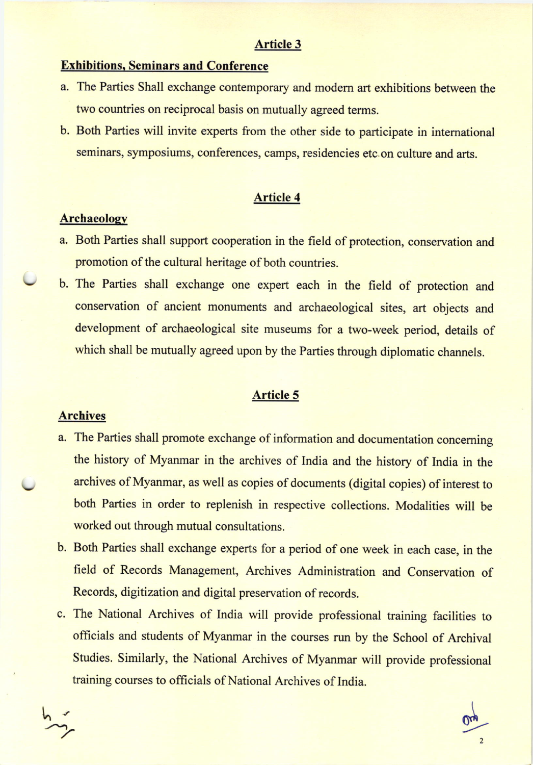## Article 3

### Exhibitions, Seminars and Conference

a. The Parties Shall exchange contemporary and modern art exhibitions between the two countries on reciprocal basis on mutually agreed terms.

b. Both Parties will invite experts from the other side to participate in international seminars, symposiums, conferences, camps, residencies etc. on culture and arts.

## Article 4

### Archaeology

a. Both Parties shall support cooperation in the field of protection, conservation and promotion of the cultural heritage of both countries.

b. The Parties shall exchange one expert each in the field of protection and conservation of ancient monuments and archaeological sites, art objects and development of archaeological site museums for a two-week period, details of which shall be mutually agreed upon by the Parties through diplomatic channels.

## Article 5

### Archives

a. The Parties shall promote exchange of information and documentation concerning the history of Myanmar in the archives of India and the history of India in the archives of Myanmar, as well as copies of documents (digital copies) of interest to both Parties in order to replenish in respective collections. Modalities will be worked out through mutual consultations.

b. Both Parties shall exchange experts for a period of one week in each case, in the field of Records Management, Archives Administration and Conservation of Records, digitization and digital preservation of records.

c. The National Archives of India will provide professional training facilities to officials and students of Myanmar in the courses run by the School of Archival Studies. Similarly, the National Archives of Myanmar will provide professional training courses to officials of National Archives of India.